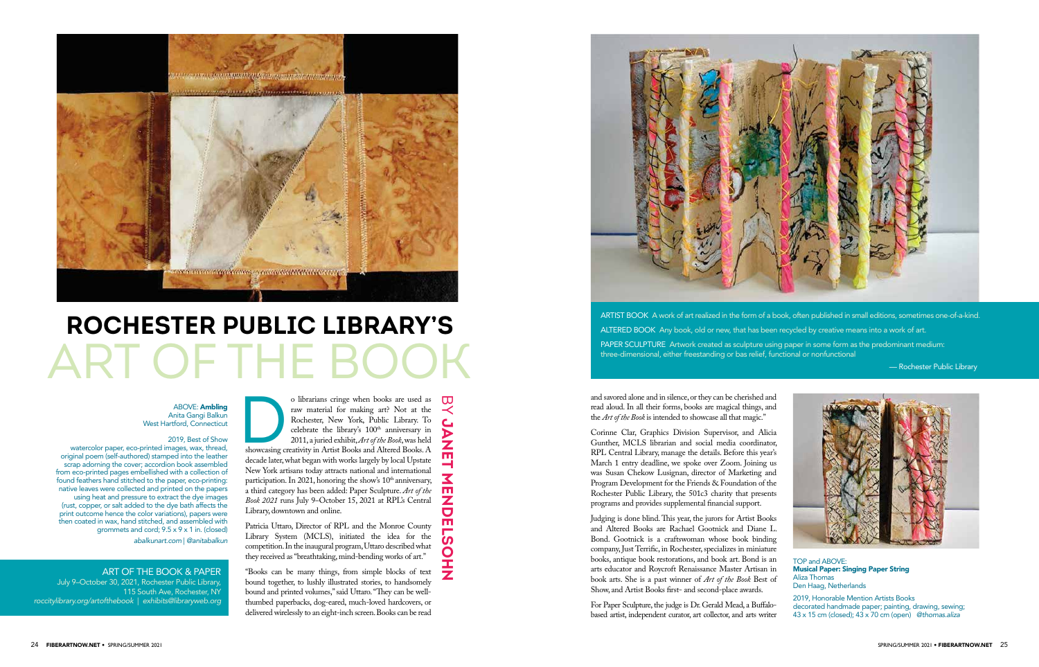# ROCHESTER PUBLIC LIBRARY'S ART OF THE BOOK

BY **JANET MENDELSOHN**

ABOVE: **Ambling**
Anita Gangi Balkun
West Hartford, Connecticut

2019, Best of Show
watercolor paper, eco-printed images, wax, thread, original poem (self-authored) stamped into the leather scrap adorning the cover; accordion book assembled from eco-printed pages embellished with a collection of found feathers hand stitched to the paper, eco-printing: native leaves were collected and printed on the papers using heat and pressure to extract the dye images (rust, copper, or salt added to the dye bath affects the print outcome hence the color variations), papers were then coated in wax, hand stitched, and assembled with grommets and cord; 9.5 x 9 x 1 in. (closed)

*abalkunart.com | @anitabalkun*

ART OF THE BOOK & PAPER
July 9–October 30, 2021, Rochester Public Library, 115 South Ave, Rochester, NY
*roccitylibrary.org/artofthebook | exhibits@libraryweb.org*

Do librarians cringe when books are used as raw material for making art? Not at the Rochester, New York, Public Library. To celebrate the library's 100th anniversary in 2011, a juried exhibit, *Art of the Book*, was held showcasing creativity in Artist Books and Altered Books. A decade later, what began with works largely by local Upstate New York artisans today attracts national and international participation. In 2021, honoring the show's 10th anniversary, a third category has been added: Paper Sculpture. *Art of the Book 2021* runs July 9–October 15, 2021 at RPL's Central Library, downtown and online.

Patricia Uttaro, Director of RPL and the Monroe County Library System (MCLS), initiated the idea for the competition. In the inaugural program, Uttaro described what they received as "breathtaking, mind-bending works of art."

"Books can be many things, from simple blocks of text bound together, to lushly illustrated stories, to handsomely bound and printed volumes," said Uttaro. "They can be well-thumbed paperbacks, dog-eared, much-loved hardcovers, or delivered wirelessly to an eight-inch screen. Books can be read and savored alone and in silence, or they can be cherished and read aloud. In all their forms, books are magical things, and the *Art of the Book* is intended to showcase all that magic."

Corinne Clar, Graphics Division Supervisor, and Alicia Gunther, MCLS librarian and social media coordinator, RPL Central Library, manage the details. Before this year's March 1 entry deadline, we spoke over Zoom. Joining us was Susan Chekow Lusignan, director of Marketing and Program Development for the Friends & Foundation of the Rochester Public Library, the 501c3 charity that presents programs and provides supplemental financial support.

Judging is done blind. This year, the jurors for Artist Books and Altered Books are Rachael Gootnick and Diane L. Bond. Gootnick is a craftswoman whose book binding company, Just Terrific, in Rochester, specializes in miniature books, antique book restorations, and book art. Bond is an arts educator and Roycroft Renaissance Master Artisan in book arts. She is a past winner of *Art of the Book* Best of Show, and Artist Books first- and second-place awards.

For Paper Sculpture, the judge is Dr. Gerald Mead, a Buffalo-based artist, independent curator, art collector, and arts writer

ARTIST BOOK A work of art realized in the form of a book, often published in small editions, sometimes one-of-a-kind.

ALTERED BOOK Any book, old or new, that has been recycled by creative means into a work of art.

PAPER SCULPTURE Artwork created as sculpture using paper in some form as the predominant medium: three-dimensional, either freestanding or bas relief, functional or nonfunctional

— Rochester Public Library

TOP and ABOVE:
**Musical Paper: Singing Paper String**
Aliza Thomas
Den Haag, Netherlands

2019, Honorable Mention Artists Books
decorated handmade paper; painting, drawing, sewing; 43 x 15 cm (closed); 43 x 70 cm (open) *@thomas.aliza*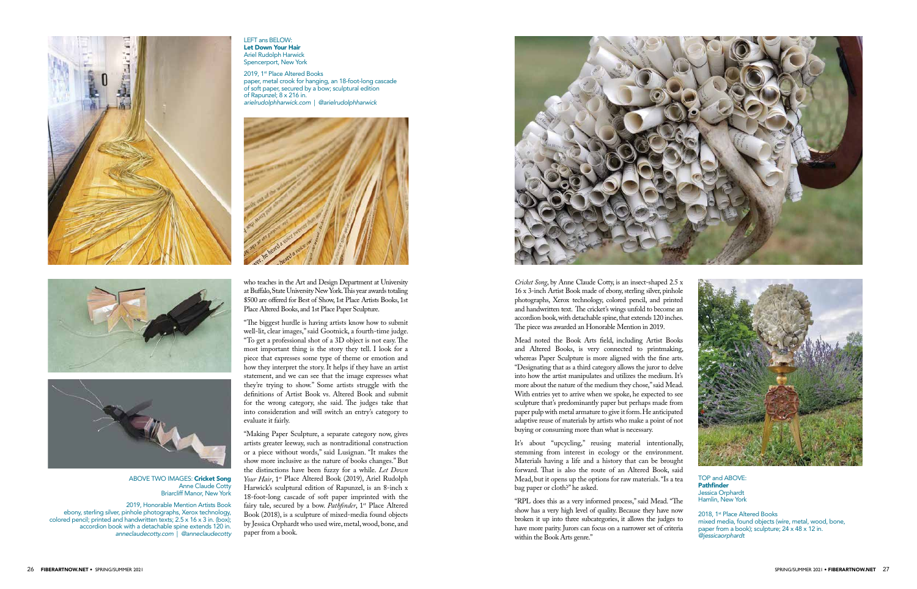LEFT ans BELOW:
**Let Down Your Hair**
Ariel Rudolph Harwick
Spencerport, New York

2019, 1st Place Altered Books
paper, metal crook for hanging, an 18-foot-long cascade of soft paper, secured by a bow; sculptural edition of Rapunzel; 8 x 216 in.
*arielrudolphharwick.com | @arielrudolphharwick*

ABOVE TWO IMAGES: **Cricket Song**
Anne Claude Cotty
Briarcliff Manor, New York

2019, Honorable Mention Artists Book
ebony, sterling silver, pinhole photographs, Xerox technology, colored pencil; printed and handwritten texts; 2.5 x 16 x 3 in. (box); accordion book with a detachable spine extends 120 in.
*anneclaudecotty.com | @anneclaudecotty*

who teaches in the Art and Design Department at University at Buffalo, State University New York. This year awards totaling $500 are offered for Best of Show, 1st Place Artists Books, 1st Place Altered Books, and 1st Place Paper Sculpture.

"The biggest hurdle is having artists know how to submit well-lit, clear images," said Gootnick, a fourth-time judge. "To get a professional shot of a 3D object is not easy. The most important thing is the story they tell. I look for a piece that expresses some type of theme or emotion and how they interpret the story. It helps if they have an artist statement, and we can see that the image expresses what they're trying to show." Some artists struggle with the definitions of Artist Book vs. Altered Book and submit for the wrong category, she said. The judges take that into consideration and will switch an entry's category to evaluate it fairly.

"Making Paper Sculpture, a separate category now, gives artists greater leeway, such as nontraditional construction or a piece without words," said Lusignan. "It makes the show more inclusive as the nature of books changes." But the distinctions have been fuzzy for a while. *Let Down Your Hair*, 1st Place Altered Book (2019), Ariel Rudolph Harwick's sculptural edition of Rapunzel, is an 8-inch x 18-foot-long cascade of soft paper imprinted with the fairy tale, secured by a bow. *Pathfinder*, 1st Place Altered Book (2018), is a sculpture of mixed-media found objects by Jessica Orphardt who used wire, metal, wood, bone, and paper from a book.

*Cricket Song*, by Anne Claude Cotty, is an insect-shaped 2.5 x 16 x 3-inch Artist Book made of ebony, sterling silver, pinhole photographs, Xerox technology, colored pencil, and printed and handwritten text. The cricket's wings unfold to become an accordion book, with detachable spine, that extends 120 inches. The piece was awarded an Honorable Mention in 2019.

Mead noted the Book Arts field, including Artist Books and Altered Books, is very connected to printmaking, whereas Paper Sculpture is more aligned with the fine arts. "Designating that as a third category allows the juror to delve into how the artist manipulates and utilizes the medium. It's more about the nature of the medium they chose," said Mead. With entries yet to arrive when we spoke, he expected to see sculpture that's predominantly paper but perhaps made from paper pulp with metal armature to give it form. He anticipated adaptive reuse of materials by artists who make a point of not buying or consuming more than what is necessary.

It's about "upcycling," reusing material intentionally, stemming from interest in ecology or the environment. Materials having a life and a history that can be brought forward. That is also the route of an Altered Book, said Mead, but it opens up the options for raw materials. "Is a tea bag paper or cloth?" he asked.

"RPL does this as a very informed process," said Mead. "The show has a very high level of quality. Because they have now broken it up into three subcategories, it allows the judges to have more parity. Jurors can focus on a narrower set of criteria within the Book Arts genre."

TOP and ABOVE:
**Pathfinder**
Jessica Orphardt
Hamlin, New York

2018, 1st Place Altered Books
mixed media, found objects (wire, metal, wood, bone, paper from a book); sculpture; 24 x 48 x 12 in.
*@jessicaorphardt*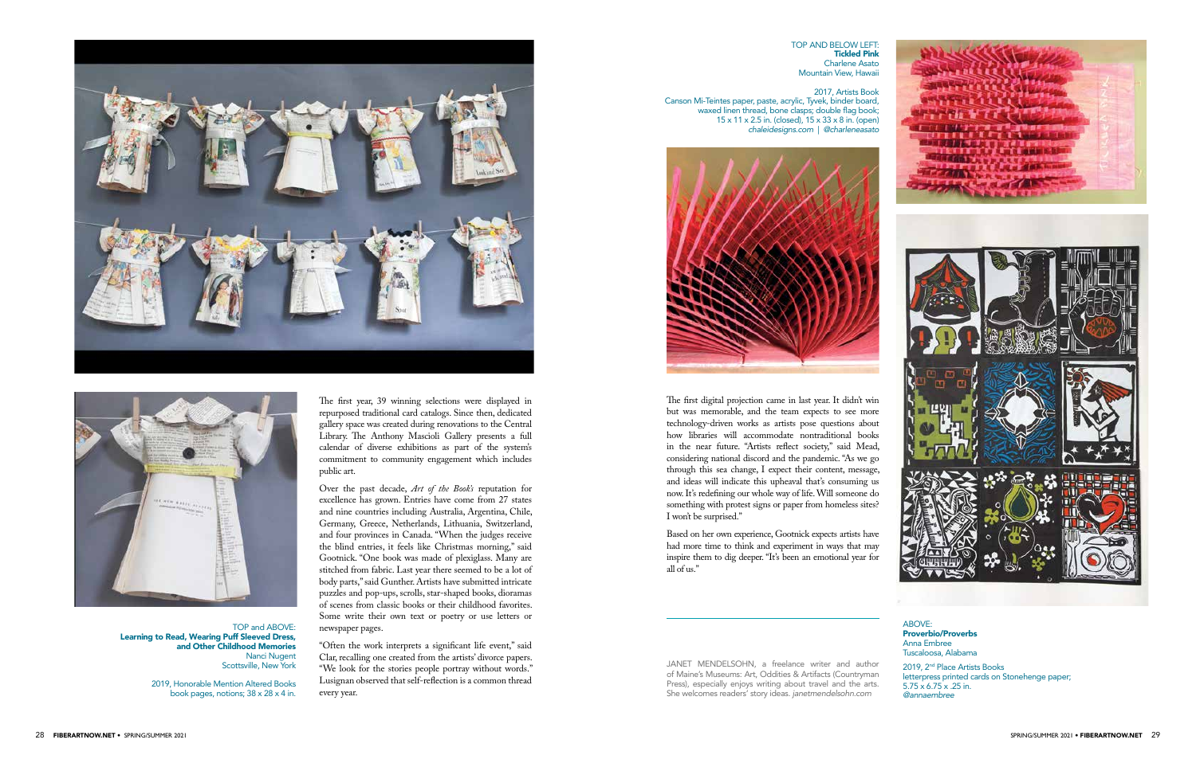TOP and ABOVE:
**Learning to Read, Wearing Puff Sleeved Dress, and Other Childhood Memories**
Nanci Nugent
Scottsville, New York

2019, Honorable Mention Altered Books
book pages, notions; 38 x 28 x 4 in.

The first year, 39 winning selections were displayed in repurposed traditional card catalogs. Since then, dedicated gallery space was created during renovations to the Central Library. The Anthony Mascioli Gallery presents a full calendar of diverse exhibitions as part of the system's commitment to community engagement which includes public art.

Over the past decade, *Art of the Book's* reputation for excellence has grown. Entries have come from 27 states and nine countries including Australia, Argentina, Chile, Germany, Greece, Netherlands, Lithuania, Switzerland, and four provinces in Canada. "When the judges receive the blind entries, it feels like Christmas morning," said Gootnick. "One book was made of plexiglass. Many are stitched from fabric. Last year there seemed to be a lot of body parts," said Gunther. Artists have submitted intricate puzzles and pop-ups, scrolls, star-shaped books, dioramas of scenes from classic books or their childhood favorites. Some write their own text or poetry or use letters or newspaper pages.

"Often the work interprets a significant life event," said Clar, recalling one created from the artists' divorce papers. "We look for the stories people portray without words." Lusignan observed that self-reflection is a common thread every year.

TOP AND BELOW LEFT:
**Tickled Pink**
Charlene Asato
Mountain View, Hawaii

2017, Artists Book
Canson Mi-Teintes paper, paste, acrylic, Tyvek, binder board, waxed linen thread, bone clasps; double flag book;
15 x 11 x 2.5 in. (closed), 15 x 33 x 8 in. (open)
*chaleidesigns.com* | *@charleneasato*

The first digital projection came in last year. It didn't win but was memorable, and the team expects to see more technology-driven works as artists pose questions about how libraries will accommodate nontraditional books in the near future. "Artists reflect society," said Mead, considering national discord and the pandemic. "As we go through this sea change, I expect their content, message, and ideas will indicate this upheaval that's consuming us now. It's redefining our whole way of life. Will someone do something with protest signs or paper from homeless sites? I won't be surprised."

Based on her own experience, Gootnick expects artists have had more time to think and experiment in ways that may inspire them to dig deeper. "It's been an emotional year for all of us."

JANET MENDELSOHN, a freelance writer and author of Maine's Museums: Art, Oddities & Artifacts (Countryman Press), especially enjoys writing about travel and the arts. She welcomes readers' story ideas. *janetmendelsohn.com*

ABOVE:
**Proverbio/Proverbs**
Anna Embree
Tuscaloosa, Alabama

2019, 2nd Place Artists Books
letterpress printed cards on Stonehenge paper;
5.75 x 6.75 x .25 in.
*@annaembree*